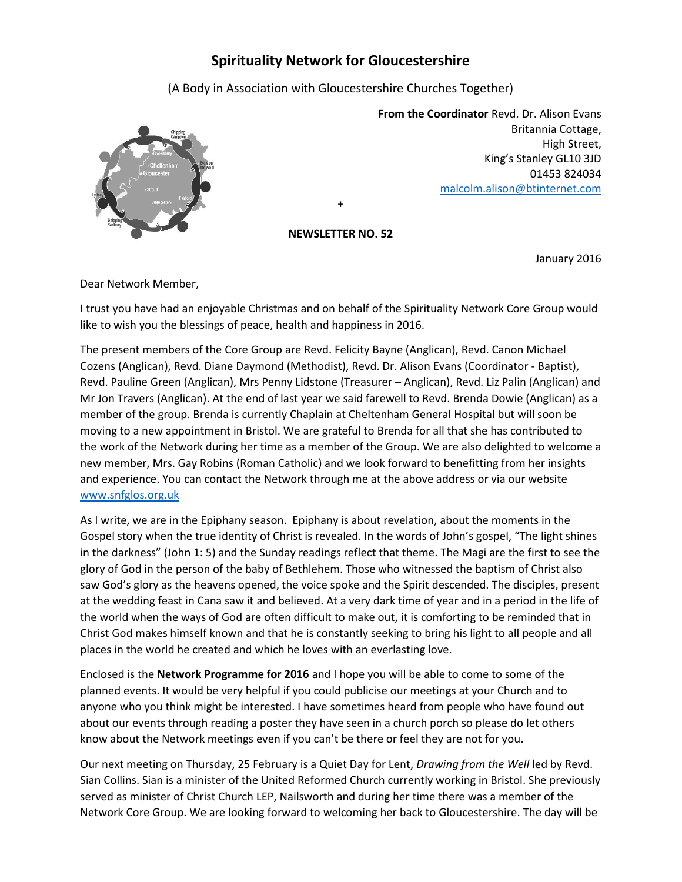# Spirituality Network for Gloucestershire

(A Body in Association with Gloucestershire Churches Together)

**From the Coordinator** Revd. Dr. Alison Evans
Britannia Cottage,
High Street,
King's Stanley GL10 3JD
01453 824034
malcolm.alison@btinternet.com

+

**NEWSLETTER NO. 52**

January 2016

Dear Network Member,

I trust you have had an enjoyable Christmas and on behalf of the Spirituality Network Core Group would like to wish you the blessings of peace, health and happiness in 2016.

The present members of the Core Group are Revd. Felicity Bayne (Anglican), Revd. Canon Michael Cozens (Anglican), Revd. Diane Daymond (Methodist), Revd. Dr. Alison Evans (Coordinator - Baptist), Revd. Pauline Green (Anglican), Mrs Penny Lidstone (Treasurer – Anglican), Revd. Liz Palin (Anglican) and Mr Jon Travers (Anglican). At the end of last year we said farewell to Revd. Brenda Dowie (Anglican) as a member of the group. Brenda is currently Chaplain at Cheltenham General Hospital but will soon be moving to a new appointment in Bristol. We are grateful to Brenda for all that she has contributed to the work of the Network during her time as a member of the Group. We are also delighted to welcome a new member, Mrs. Gay Robins (Roman Catholic) and we look forward to benefitting from her insights and experience. You can contact the Network through me at the above address or via our website www.snfglos.org.uk

As I write, we are in the Epiphany season. Epiphany is about revelation, about the moments in the Gospel story when the true identity of Christ is revealed. In the words of John's gospel, "The light shines in the darkness" (John 1: 5) and the Sunday readings reflect that theme. The Magi are the first to see the glory of God in the person of the baby of Bethlehem. Those who witnessed the baptism of Christ also saw God's glory as the heavens opened, the voice spoke and the Spirit descended. The disciples, present at the wedding feast in Cana saw it and believed. At a very dark time of year and in a period in the life of the world when the ways of God are often difficult to make out, it is comforting to be reminded that in Christ God makes himself known and that he is constantly seeking to bring his light to all people and all places in the world he created and which he loves with an everlasting love.

Enclosed is the **Network Programme for 2016** and I hope you will be able to come to some of the planned events. It would be very helpful if you could publicise our meetings at your Church and to anyone who you think might be interested. I have sometimes heard from people who have found out about our events through reading a poster they have seen in a church porch so please do let others know about the Network meetings even if you can't be there or feel they are not for you.

Our next meeting on Thursday, 25 February is a Quiet Day for Lent, *Drawing from the Well* led by Revd. Sian Collins. Sian is a minister of the United Reformed Church currently working in Bristol. She previously served as minister of Christ Church LEP, Nailsworth and during her time there was a member of the Network Core Group. We are looking forward to welcoming her back to Gloucestershire. The day will be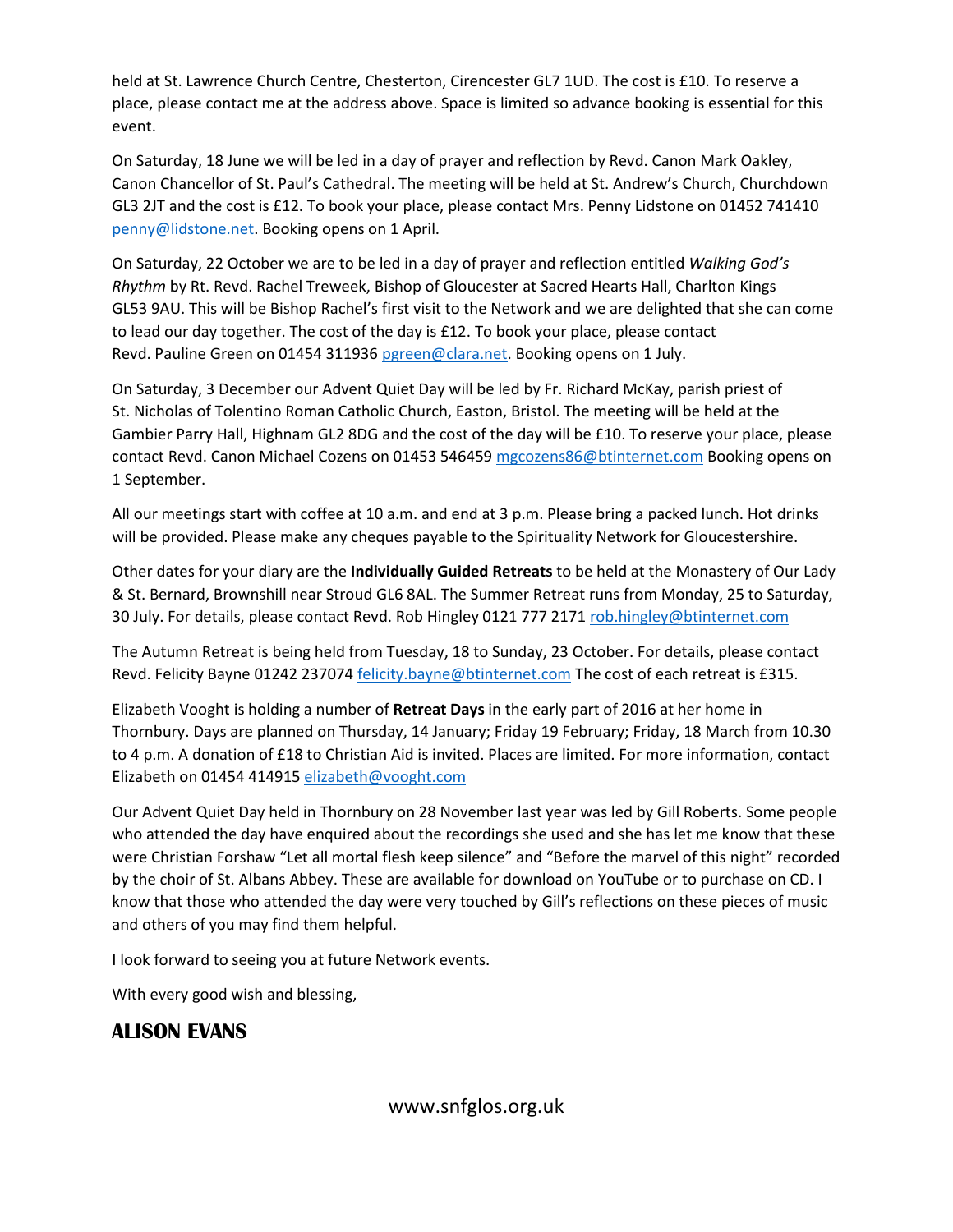held at St. Lawrence Church Centre, Chesterton, Cirencester GL7 1UD. The cost is £10. To reserve a place, please contact me at the address above. Space is limited so advance booking is essential for this event.

On Saturday, 18 June we will be led in a day of prayer and reflection by Revd. Canon Mark Oakley, Canon Chancellor of St. Paul's Cathedral. The meeting will be held at St. Andrew's Church, Churchdown GL3 2JT and the cost is £12. To book your place, please contact Mrs. Penny Lidstone on 01452 741410 penny@lidstone.net. Booking opens on 1 April.

On Saturday, 22 October we are to be led in a day of prayer and reflection entitled *Walking God's Rhythm* by Rt. Revd. Rachel Treweek, Bishop of Gloucester at Sacred Hearts Hall, Charlton Kings GL53 9AU. This will be Bishop Rachel's first visit to the Network and we are delighted that she can come to lead our day together. The cost of the day is £12. To book your place, please contact Revd. Pauline Green on 01454 311936 pgreen@clara.net. Booking opens on 1 July.

On Saturday, 3 December our Advent Quiet Day will be led by Fr. Richard McKay, parish priest of St. Nicholas of Tolentino Roman Catholic Church, Easton, Bristol. The meeting will be held at the Gambier Parry Hall, Highnam GL2 8DG and the cost of the day will be £10. To reserve your place, please contact Revd. Canon Michael Cozens on 01453 546459 mgcozens86@btinternet.com Booking opens on 1 September.

All our meetings start with coffee at 10 a.m. and end at 3 p.m. Please bring a packed lunch. Hot drinks will be provided. Please make any cheques payable to the Spirituality Network for Gloucestershire.

Other dates for your diary are the **Individually Guided Retreats** to be held at the Monastery of Our Lady & St. Bernard, Brownshill near Stroud GL6 8AL. The Summer Retreat runs from Monday, 25 to Saturday, 30 July. For details, please contact Revd. Rob Hingley 0121 777 2171 rob.hingley@btinternet.com

The Autumn Retreat is being held from Tuesday, 18 to Sunday, 23 October. For details, please contact Revd. Felicity Bayne 01242 237074 felicity.bayne@btinternet.com The cost of each retreat is £315.

Elizabeth Vooght is holding a number of **Retreat Days** in the early part of 2016 at her home in Thornbury. Days are planned on Thursday, 14 January; Friday 19 February; Friday, 18 March from 10.30 to 4 p.m. A donation of £18 to Christian Aid is invited. Places are limited. For more information, contact Elizabeth on 01454 414915 elizabeth@vooght.com

Our Advent Quiet Day held in Thornbury on 28 November last year was led by Gill Roberts. Some people who attended the day have enquired about the recordings she used and she has let me know that these were Christian Forshaw "Let all mortal flesh keep silence" and "Before the marvel of this night" recorded by the choir of St. Albans Abbey. These are available for download on YouTube or to purchase on CD. I know that those who attended the day were very touched by Gill's reflections on these pieces of music and others of you may find them helpful.

I look forward to seeing you at future Network events.

With every good wish and blessing,

**ALISON EVANS**

www.snfglos.org.uk